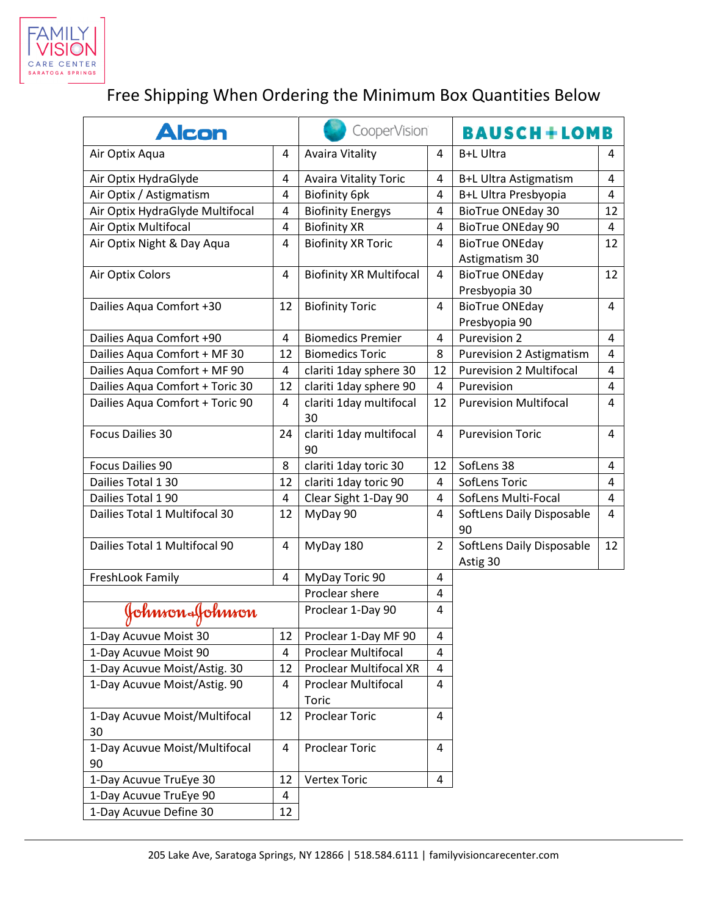FAMILY VISION CARE CENTER SARATOGA SPRINGS

# Free Shipping When Ordering the Minimum Box Quantities Below

| Alcon | | CooperVision | | BAUSCH + LOMB | |
|---|---|---|---|---|---|
| Air Optix Aqua | 4 | Avaira Vitality | 4 | B+L Ultra | 4 |
| Air Optix HydraGlyde | 4 | Avaira Vitality Toric | 4 | B+L Ultra Astigmatism | 4 |
| Air Optix / Astigmatism | 4 | Biofinity 6pk | 4 | B+L Ultra Presbyopia | 4 |
| Air Optix HydraGlyde Multifocal | 4 | Biofinity Energys | 4 | BioTrue ONEday 30 | 12 |
| Air Optix Multifocal | 4 | Biofinity XR | 4 | BioTrue ONEday 90 | 4 |
| Air Optix Night & Day Aqua | 4 | Biofinity XR Toric | 4 | BioTrue ONEday Astigmatism 30 | 12 |
| Air Optix Colors | 4 | Biofinity XR Multifocal | 4 | BioTrue ONEday Presbyopia 30 | 12 |
| Dailies Aqua Comfort +30 | 12 | Biofinity Toric | 4 | BioTrue ONEday Presbyopia 90 | 4 |
| Dailies Aqua Comfort +90 | 4 | Biomedics Premier | 4 | Purevision 2 | 4 |
| Dailies Aqua Comfort + MF 30 | 12 | Biomedics Toric | 8 | Purevision 2 Astigmatism | 4 |
| Dailies Aqua Comfort + MF 90 | 4 | clariti 1day sphere 30 | 12 | Purevision 2 Multifocal | 4 |
| Dailies Aqua Comfort + Toric 30 | 12 | clariti 1day sphere 90 | 4 | Purevision | 4 |
| Dailies Aqua Comfort + Toric 90 | 4 | clariti 1day multifocal 30 | 12 | Purevision Multifocal | 4 |
| Focus Dailies 30 | 24 | clariti 1day multifocal 90 | 4 | Purevision Toric | 4 |
| Focus Dailies 90 | 8 | clariti 1day toric 30 | 12 | SofLens 38 | 4 |
| Dailies Total 1 30 | 12 | clariti 1day toric 90 | 4 | SofLens Toric | 4 |
| Dailies Total 1 90 | 4 | Clear Sight 1-Day 90 | 4 | SofLens Multi-Focal | 4 |
| Dailies Total 1 Multifocal 30 | 12 | MyDay 90 | 4 | SoftLens Daily Disposable 90 | 4 |
| Dailies Total 1 Multifocal 90 | 4 | MyDay 180 | 2 | SoftLens Daily Disposable Astig 30 | 12 |
| FreshLook Family | 4 | MyDay Toric 90 | 4 | | |
| | | Proclear shere | 4 | | |
| **Johnson & Johnson** | | Proclear 1-Day 90 | 4 | | |
| 1-Day Acuvue Moist 30 | 12 | Proclear 1-Day MF 90 | 4 | | |
| 1-Day Acuvue Moist 90 | 4 | Proclear Multifocal | 4 | | |
| 1-Day Acuvue Moist/Astig. 30 | 12 | Proclear Multifocal XR | 4 | | |
| 1-Day Acuvue Moist/Astig. 90 | 4 | Proclear Multifocal Toric | 4 | | |
| 1-Day Acuvue Moist/Multifocal 30 | 12 | Proclear Toric | 4 | | |
| 1-Day Acuvue Moist/Multifocal 90 | 4 | Proclear Toric | 4 | | |
| 1-Day Acuvue TruEye 30 | 12 | Vertex Toric | 4 | | |
| 1-Day Acuvue TruEye 90 | 4 | | | | |
| 1-Day Acuvue Define 30 | 12 | | | | |

205 Lake Ave, Saratoga Springs, NY 12866 | 518.584.6111 | familyvisioncarecenter.com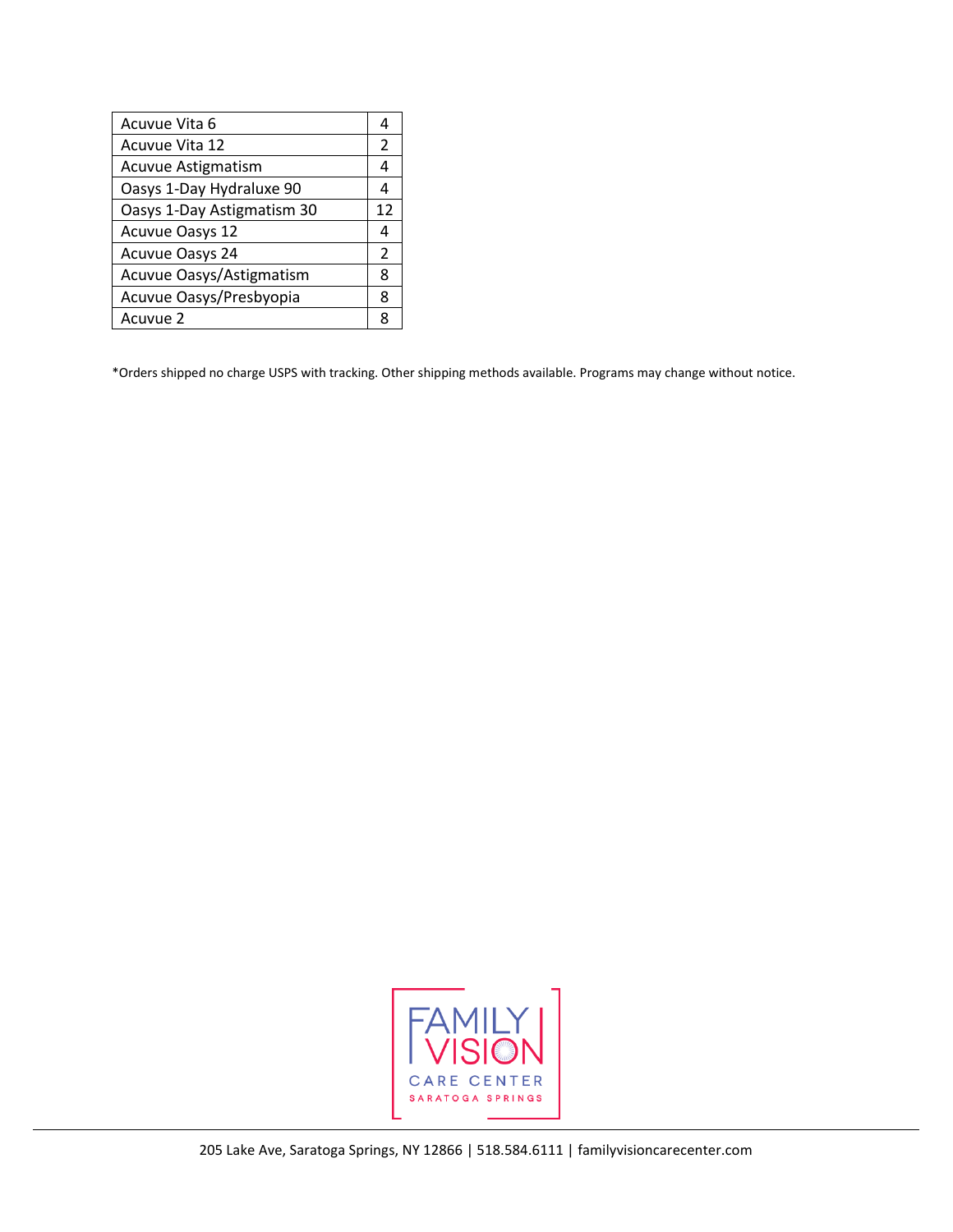| | |
|---|---|
| Acuvue Vita 6 | 4 |
| Acuvue Vita 12 | 2 |
| Acuvue Astigmatism | 4 |
| Oasys 1-Day Hydraluxe 90 | 4 |
| Oasys 1-Day Astigmatism 30 | 12 |
| Acuvue Oasys 12 | 4 |
| Acuvue Oasys 24 | 2 |
| Acuvue Oasys/Astigmatism | 8 |
| Acuvue Oasys/Presbyopia | 8 |
| Acuvue 2 | 8 |

*Orders shipped no charge USPS with tracking. Other shipping methods available. Programs may change without notice.

FAMILY VISION CARE CENTER SARATOGA SPRINGS

205 Lake Ave, Saratoga Springs, NY 12866 | 518.584.6111 | familyvisioncarecenter.com